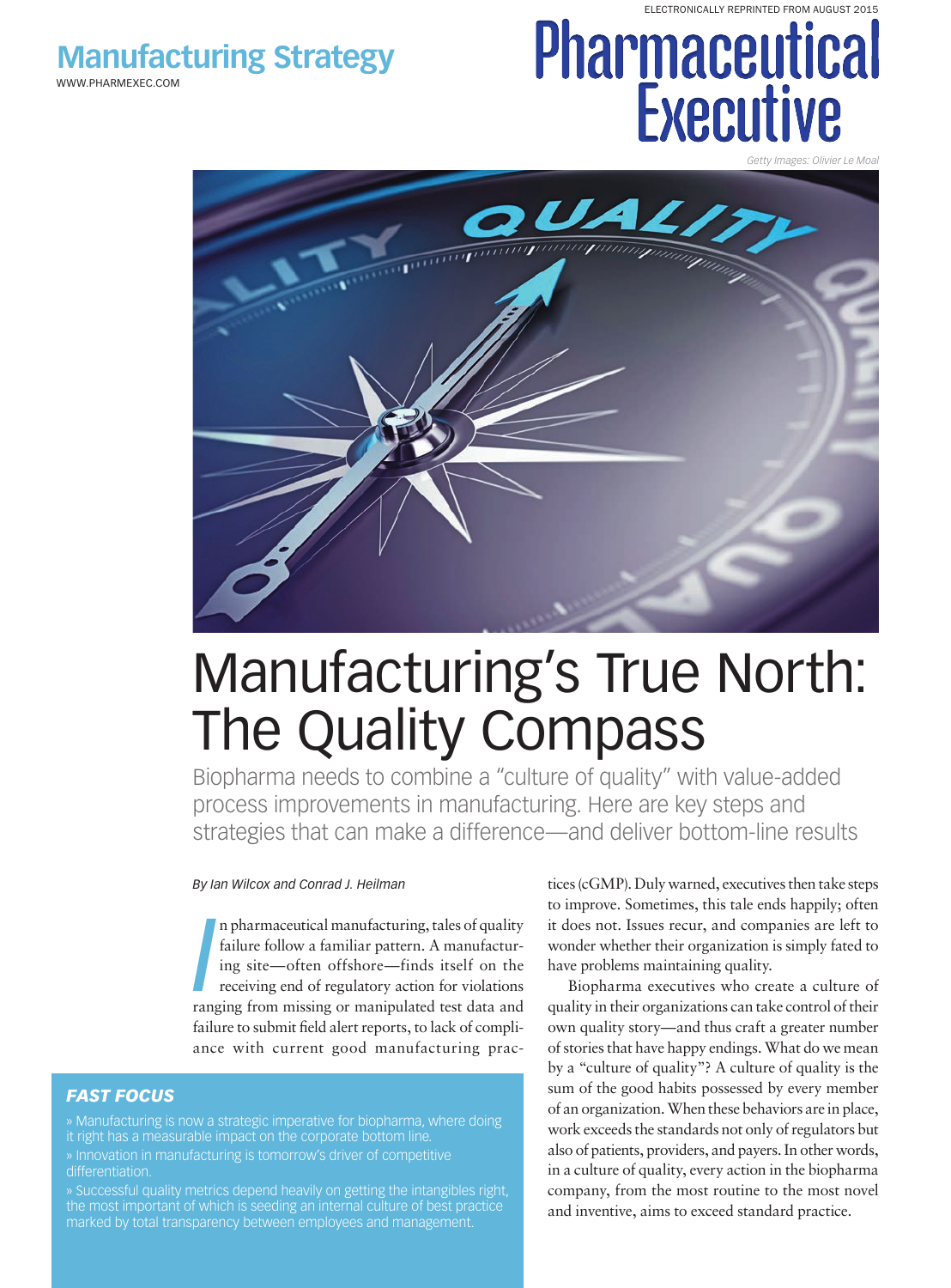# Manufacturing's True North: The Quality Compass

Biopharma needs to combine a "culture of quality" with value-added process improvements in manufacturing. Here are key steps and strategies that can make a difference—and deliver bottom-line results

*By Ian Wilcox and Conrad J. Heilman*

In pharmaceutical manufacturing, tales of quality failure follow a familiar pattern. A manufacturing site—often offshore—finds itself on the receiving end of regulatory action for violations ranging from missing or manipulated test data and failure to submit field alert reports, to lack of compliance with current good manufacturing practices (cGMP). Duly warned, executives then take steps to improve. Sometimes, this tale ends happily; often it does not. Issues recur, and companies are left to wonder whether their organization is simply fated to have problems maintaining quality.

Biopharma executives who create a culture of quality in their organizations can take control of their own quality story—and thus craft a greater number of stories that have happy endings. What do we mean by a "culture of quality"? A culture of quality is the sum of the good habits possessed by every member of an organization. When these behaviors are in place, work exceeds the standards not only of regulators but also of patients, providers, and payers. In other words, in a culture of quality, every action in the biopharma company, from the most routine to the most novel and inventive, aims to exceed standard practice.

### FAST FOCUS

» Manufacturing is now a strategic imperative for biopharma, where doing it right has a measurable impact on the corporate bottom line.

» Innovation in manufacturing is tomorrow's driver of competitive differentiation.

» Successful quality metrics depend heavily on getting the intangibles right, the most important of which is seeding an internal culture of best practice marked by total transparency between employees and management.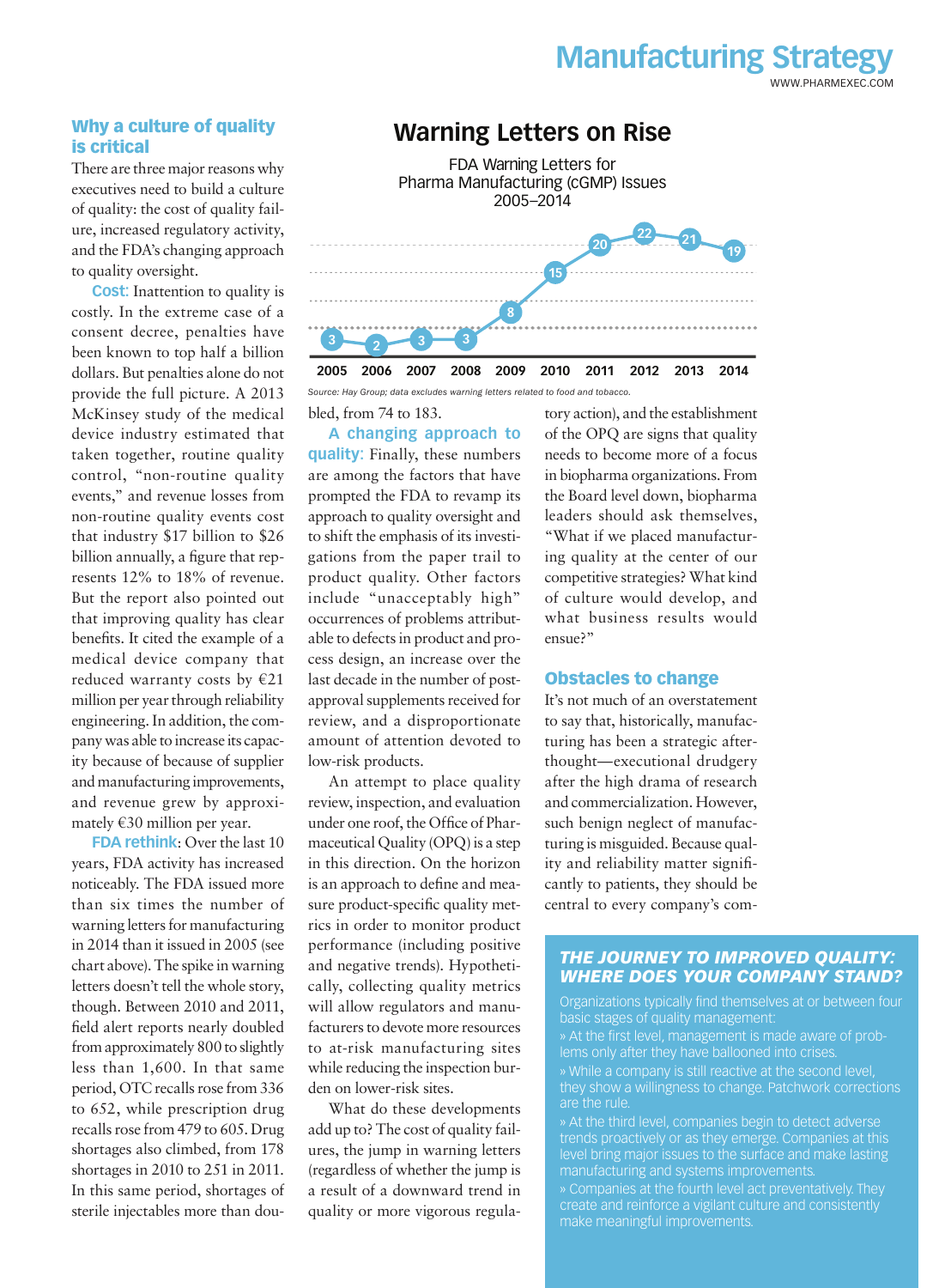## Why a culture of quality is critical

There are three major reasons why executives need to build a culture of quality: the cost of quality failure, increased regulatory activity, and the FDA's changing approach to quality oversight.

**Cost**: Inattention to quality is costly. In the extreme case of a consent decree, penalties have been known to top half a billion dollars. But penalties alone do not provide the full picture. A 2013 McKinsey study of the medical device industry estimated that taken together, routine quality control, "non-routine quality events," and revenue losses from non-routine quality events cost that industry $17 billion to $26 billion annually, a figure that represents 12% to 18% of revenue. But the report also pointed out that improving quality has clear benefits. It cited the example of a medical device company that reduced warranty costs by €21 million per year through reliability engineering. In addition, the company was able to increase its capacity because of because of supplier and manufacturing improvements, and revenue grew by approximately €30 million per year.

**FDA rethink**: Over the last 10 years, FDA activity has increased noticeably. The FDA issued more than six times the number of warning letters for manufacturing in 2014 than it issued in 2005 (see chart above). The spike in warning letters doesn't tell the whole story, though. Between 2010 and 2011, field alert reports nearly doubled from approximately 800 to slightly less than 1,600. In that same period, OTC recalls rose from 336 to 652, while prescription drug recalls rose from 479 to 605. Drug shortages also climbed, from 178 shortages in 2010 to 251 in 2011. In this same period, shortages of sterile injectables more than doubled, from 74 to 183.

### Warning Letters on Rise

FDA Warning Letters for Pharma Manufacturing (cGMP) Issues 2005–2014

| 2005 | 2006 | 2007 | 2008 | 2009 | 2010 | 2011 | 2012 | 2013 | 2014 |
|---|---|---|---|---|---|---|---|---|---|
| 3 | 2 | 3 | 3 | 8 | 15 | 20 | 22 | 21 | 19 |

*Source: Hay Group; data excludes warning letters related to food and tobacco.*

**A changing approach to quality**: Finally, these numbers are among the factors that have prompted the FDA to revamp its approach to quality oversight and to shift the emphasis of its investigations from the paper trail to product quality. Other factors include "unacceptably high" occurrences of problems attributable to defects in product and process design, an increase over the last decade in the number of post-approval supplements received for review, and a disproportionate amount of attention devoted to low-risk products.

An attempt to place quality review, inspection, and evaluation under one roof, the Office of Pharmaceutical Quality (OPQ) is a step in this direction. On the horizon is an approach to define and measure product-specific quality metrics in order to monitor product performance (including positive and negative trends). Hypothetically, collecting quality metrics will allow regulators and manufacturers to devote more resources to at-risk manufacturing sites while reducing the inspection burden on lower-risk sites.

What do these developments add up to? The cost of quality failures, the jump in warning letters (regardless of whether the jump is a result of a downward trend in quality or more vigorous regulatory action), and the establishment of the OPQ are signs that quality needs to become more of a focus in biopharma organizations. From the Board level down, biopharma leaders should ask themselves, "What if we placed manufacturing quality at the center of our competitive strategies? What kind of culture would develop, and what business results would ensue?"

## Obstacles to change

It's not much of an overstatement to say that, historically, manufacturing has been a strategic afterthought—executional drudgery after the high drama of research and commercialization. However, such benign neglect of manufacturing is misguided. Because quality and reliability matter significantly to patients, they should be central to every company's com-

### THE JOURNEY TO IMPROVED QUALITY: WHERE DOES YOUR COMPANY STAND?

Organizations typically find themselves at or between four basic stages of quality management:

» At the first level, management is made aware of problems only after they have ballooned into crises.

» While a company is still reactive at the second level, they show a willingness to change. Patchwork corrections are the rule.

» At the third level, companies begin to detect adverse trends proactively or as they emerge. Companies at this level bring major issues to the surface and make lasting manufacturing and systems improvements.

» Companies at the fourth level act preventatively. They create and reinforce a vigilant culture and consistently make meaningful improvements.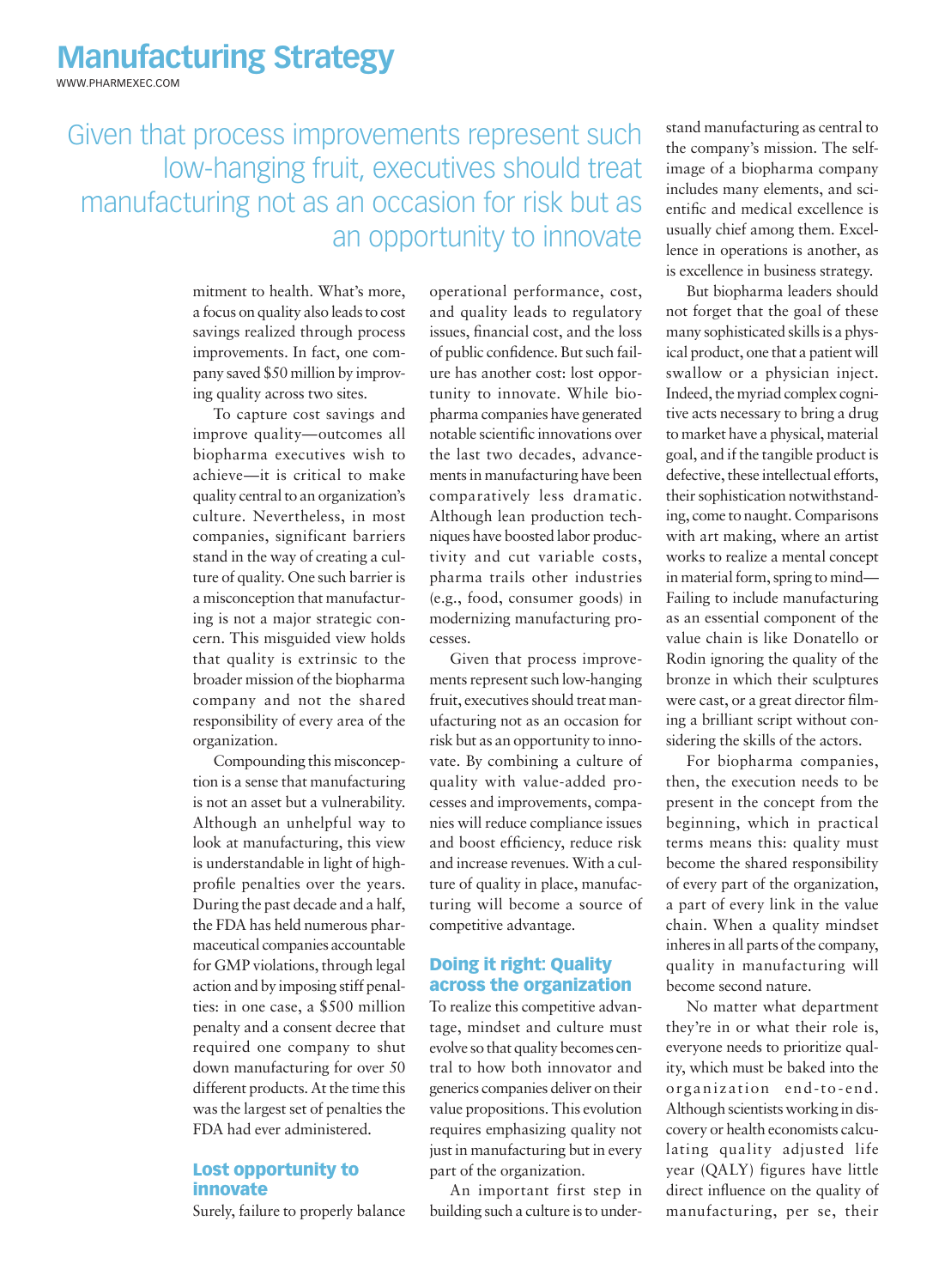> Given that process improvements represent such low-hanging fruit, executives should treat manufacturing not as an occasion for risk but as an opportunity to innovate

mitment to health. What's more, a focus on quality also leads to cost savings realized through process improvements. In fact, one company saved $50 million by improving quality across two sites.

To capture cost savings and improve quality—outcomes all biopharma executives wish to achieve—it is critical to make quality central to an organization's culture. Nevertheless, in most companies, significant barriers stand in the way of creating a culture of quality. One such barrier is a misconception that manufacturing is not a major strategic concern. This misguided view holds that quality is extrinsic to the broader mission of the biopharma company and not the shared responsibility of every area of the organization.

Compounding this misconception is a sense that manufacturing is not an asset but a vulnerability. Although an unhelpful way to look at manufacturing, this view is understandable in light of high-profile penalties over the years. During the past decade and a half, the FDA has held numerous pharmaceutical companies accountable for GMP violations, through legal action and by imposing stiff penalties: in one case, a $500 million penalty and a consent decree that required one company to shut down manufacturing for over 50 different products. At the time this was the largest set of penalties the FDA had ever administered.

## Lost opportunity to innovate

Surely, failure to properly balance operational performance, cost, and quality leads to regulatory issues, financial cost, and the loss of public confidence. But such failure has another cost: lost opportunity to innovate. While biopharma companies have generated notable scientific innovations over the last two decades, advancements in manufacturing have been comparatively less dramatic. Although lean production techniques have boosted labor productivity and cut variable costs, pharma trails other industries (e.g., food, consumer goods) in modernizing manufacturing processes.

Given that process improvements represent such low-hanging fruit, executives should treat manufacturing not as an occasion for risk but as an opportunity to innovate. By combining a culture of quality with value-added processes and improvements, companies will reduce compliance issues and boost efficiency, reduce risk and increase revenues. With a culture of quality in place, manufacturing will become a source of competitive advantage.

## Doing it right: Quality across the organization

To realize this competitive advantage, mindset and culture must evolve so that quality becomes central to how both innovator and generics companies deliver on their value propositions. This evolution requires emphasizing quality not just in manufacturing but in every part of the organization.

An important first step in building such a culture is to understand manufacturing as central to the company's mission. The self-image of a biopharma company includes many elements, and scientific and medical excellence is usually chief among them. Excellence in operations is another, as is excellence in business strategy.

But biopharma leaders should not forget that the goal of these many sophisticated skills is a physical product, one that a patient will swallow or a physician inject. Indeed, the myriad complex cognitive acts necessary to bring a drug to market have a physical, material goal, and if the tangible product is defective, these intellectual efforts, their sophistication notwithstanding, come to naught. Comparisons with art making, where an artist works to realize a mental concept in material form, spring to mind—Failing to include manufacturing as an essential component of the value chain is like Donatello or Rodin ignoring the quality of the bronze in which their sculptures were cast, or a great director filming a brilliant script without considering the skills of the actors.

For biopharma companies, then, the execution needs to be present in the concept from the beginning, which in practical terms means this: quality must become the shared responsibility of every part of the organization, a part of every link in the value chain. When a quality mindset inheres in all parts of the company, quality in manufacturing will become second nature.

No matter what department they're in or what their role is, everyone needs to prioritize quality, which must be baked into the organization end-to-end. Although scientists working in discovery or health economists calculating quality adjusted life year (QALY) figures have little direct influence on the quality of manufacturing, per se, their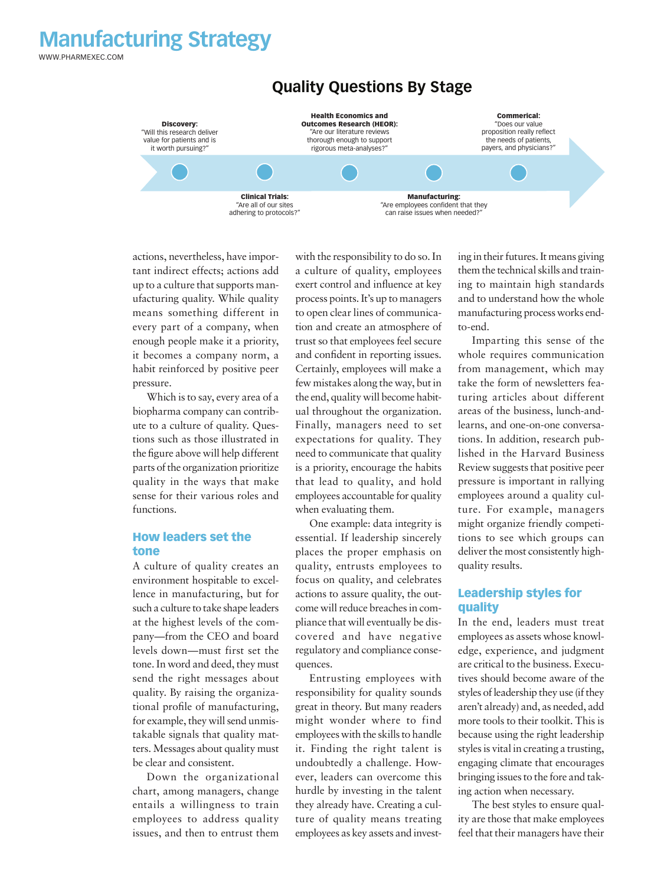## Quality Questions By Stage

**Discovery:** "Will this research deliver value for patients and is it worth pursuing?"

**Clinical Trials:** "Are all of our sites adhering to protocols?"

**Health Economics and Outcomes Research (HEOR):** "Are our literature reviews thorough enough to support rigorous meta-analyses?"

**Manufacturing:** "Are employees confident that they can raise issues when needed?"

**Commerical:** "Does our value proposition really reflect the needs of patients, payers, and physicians?"

actions, nevertheless, have important indirect effects; actions add up to a culture that supports manufacturing quality. While quality means something different in every part of a company, when enough people make it a priority, it becomes a company norm, a habit reinforced by positive peer pressure.

Which is to say, every area of a biopharma company can contribute to a culture of quality. Questions such as those illustrated in the figure above will help different parts of the organization prioritize quality in the ways that make sense for their various roles and functions.

## How leaders set the tone

A culture of quality creates an environment hospitable to excellence in manufacturing, but for such a culture to take shape leaders at the highest levels of the company—from the CEO and board levels down—must first set the tone. In word and deed, they must send the right messages about quality. By raising the organizational profile of manufacturing, for example, they will send unmistakable signals that quality matters. Messages about quality must be clear and consistent.

Down the organizational chart, among managers, change entails a willingness to train employees to address quality issues, and then to entrust them with the responsibility to do so. In a culture of quality, employees exert control and influence at key process points. It's up to managers to open clear lines of communication and create an atmosphere of trust so that employees feel secure and confident in reporting issues. Certainly, employees will make a few mistakes along the way, but in the end, quality will become habitual throughout the organization. Finally, managers need to set expectations for quality. They need to communicate that quality is a priority, encourage the habits that lead to quality, and hold employees accountable for quality when evaluating them.

One example: data integrity is essential. If leadership sincerely places the proper emphasis on quality, entrusts employees to focus on quality, and celebrates actions to assure quality, the outcome will reduce breaches in compliance that will eventually be discovered and have negative regulatory and compliance consequences.

Entrusting employees with responsibility for quality sounds great in theory. But many readers might wonder where to find employees with the skills to handle it. Finding the right talent is undoubtedly a challenge. However, leaders can overcome this hurdle by investing in the talent they already have. Creating a culture of quality means treating employees as key assets and investing in their futures. It means giving them the technical skills and training to maintain high standards and to understand how the whole manufacturing process works end-to-end.

Imparting this sense of the whole requires communication from management, which may take the form of newsletters featuring articles about different areas of the business, lunch-and-learns, and one-on-one conversations. In addition, research published in the Harvard Business Review suggests that positive peer pressure is important in rallying employees around a quality culture. For example, managers might organize friendly competitions to see which groups can deliver the most consistently high-quality results.

## Leadership styles for quality

In the end, leaders must treat employees as assets whose knowledge, experience, and judgment are critical to the business. Executives should become aware of the styles of leadership they use (if they aren't already) and, as needed, add more tools to their toolkit. This is because using the right leadership styles is vital in creating a trusting, engaging climate that encourages bringing issues to the fore and taking action when necessary.

The best styles to ensure quality are those that make employees feel that their managers have their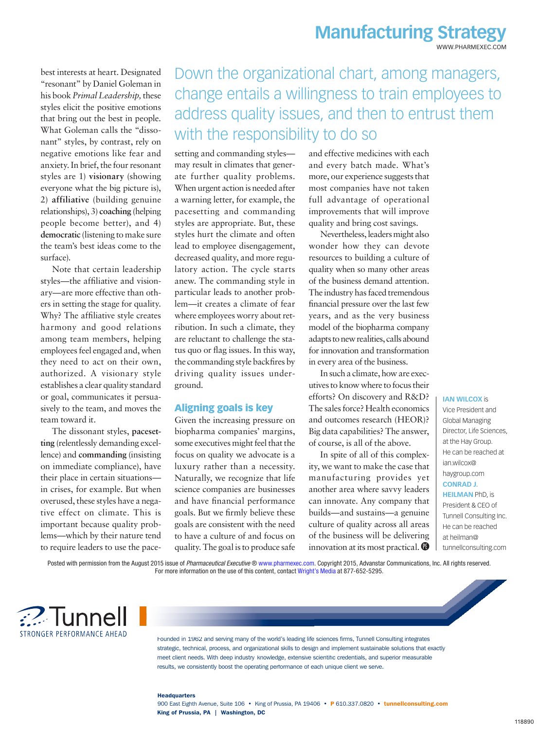best interests at heart. Designated "resonant" by Daniel Goleman in his book *Primal Leadership,* these styles elicit the positive emotions that bring out the best in people. What Goleman calls the "dissonant" styles, by contrast, rely on negative emotions like fear and anxiety. In brief, the four resonant styles are 1) **visionary** (showing everyone what the big picture is), 2) **affiliative** (building genuine relationships), 3) **coaching** (helping people become better), and 4) **democratic** (listening to make sure the team's best ideas come to the surface).

Note that certain leadership styles—the affiliative and visionary—are more effective than others in setting the stage for quality. Why? The affiliative style creates harmony and good relations among team members, helping employees feel engaged and, when they need to act on their own, authorized. A visionary style establishes a clear quality standard or goal, communicates it persuasively to the team, and moves the team toward it.

The dissonant styles, **pacesetting** (relentlessly demanding excellence) and **commanding** (insisting on immediate compliance), have their place in certain situations—in crises, for example. But when overused, these styles have a negative effect on climate. This is important because quality problems—which by their nature tend to require leaders to use the pacesetting and commanding styles—may result in climates that generate further quality problems. When urgent action is needed after a warning letter, for example, the pacesetting and commanding styles are appropriate. But, these styles hurt the climate and often lead to employee disengagement, decreased quality, and more regulatory action. The cycle starts anew. The commanding style in particular leads to another problem—it creates a climate of fear where employees worry about retribution. In such a climate, they are reluctant to challenge the status quo or flag issues. In this way, the commanding style backfires by driving quality issues underground.

> Down the organizational chart, among managers, change entails a willingness to train employees to address quality issues, and then to entrust them with the responsibility to do so

## Aligning goals is key

Given the increasing pressure on biopharma companies' margins, some executives might feel that the focus on quality we advocate is a luxury rather than a necessity. Naturally, we recognize that life science companies are businesses and have financial performance goals. But we firmly believe these goals are consistent with the need to have a culture of and focus on quality. The goal is to produce safe and effective medicines with each and every batch made. What's more, our experience suggests that most companies have not taken full advantage of operational improvements that will improve quality and bring cost savings.

Nevertheless, leaders might also wonder how they can devote resources to building a culture of quality when so many other areas of the business demand attention. The industry has faced tremendous financial pressure over the last few years, and as the very business model of the biopharma company adapts to new realities, calls abound for innovation and transformation in every area of the business.

In such a climate, how are executives to know where to focus their efforts? On discovery and R&D? The sales force? Health economics and outcomes research (HEOR)? Big data capabilities? The answer, of course, is all of the above.

In spite of all of this complexity, we want to make the case that manufacturing provides yet another area where savvy leaders can innovate. Any company that builds—and sustains—a genuine culture of quality across all areas of the business will be delivering innovation at its most practical.

**IAN WILCOX** is Vice President and Global Managing Director, Life Sciences, at the Hay Group. He can be reached at ian.wilcox@haygroup.com

**CONRAD J. HEILMAN** PhD, is President & CEO of Tunnell Consulting Inc. He can be reached at heilman@tunnellconsulting.com

Posted with permission from the August 2015 issue of *Pharmaceutical Executive* ® www.pharmexec.com. Copyright 2015, Advanstar Communications, Inc. All rights reserved. For more information on the use of this content, contact Wright's Media at 877-652-5295.

Tunnell
STRONGER PERFORMANCE AHEAD

Founded in 1962 and serving many of the world's leading life sciences firms, Tunnell Consulting integrates strategic, technical, process, and organizational skills to design and implement sustainable solutions that exactly meet client needs. With deep industry knowledge, extensive scientific credentials, and superior measurable results, we consistently boost the operating performance of each unique client we serve.

**Headquarters**
900 East Eighth Avenue, Suite 106 • King of Prussia, PA 19406 • P 610.337.0820 • tunnellconsulting.com
**King of Prussia, PA | Washington, DC**

118890